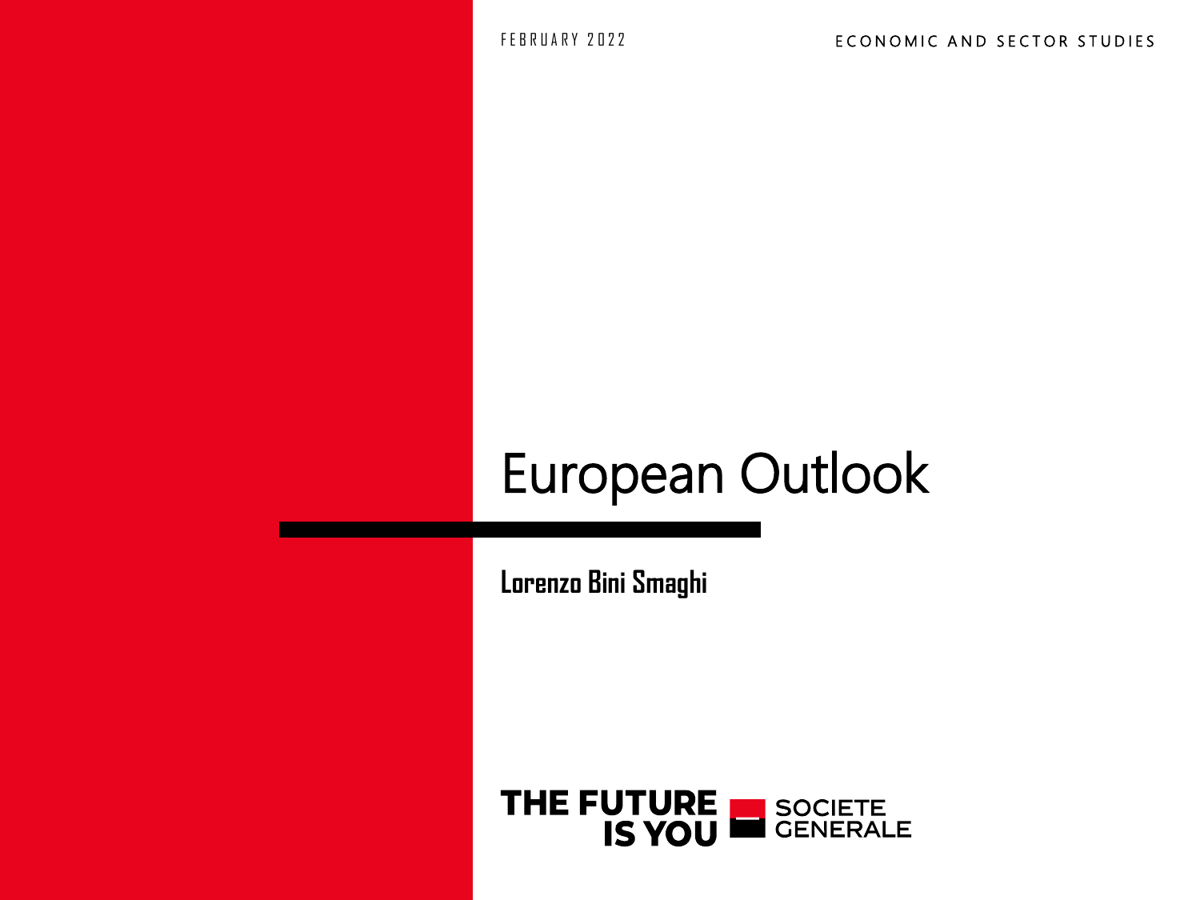FEBRUARY 2022

ECONOMIC AND SECTOR STUDIES

# European Outlook

**Lorenzo Bini Smaghi**

THE FUTURE IS YOU

SOCIETE GENERALE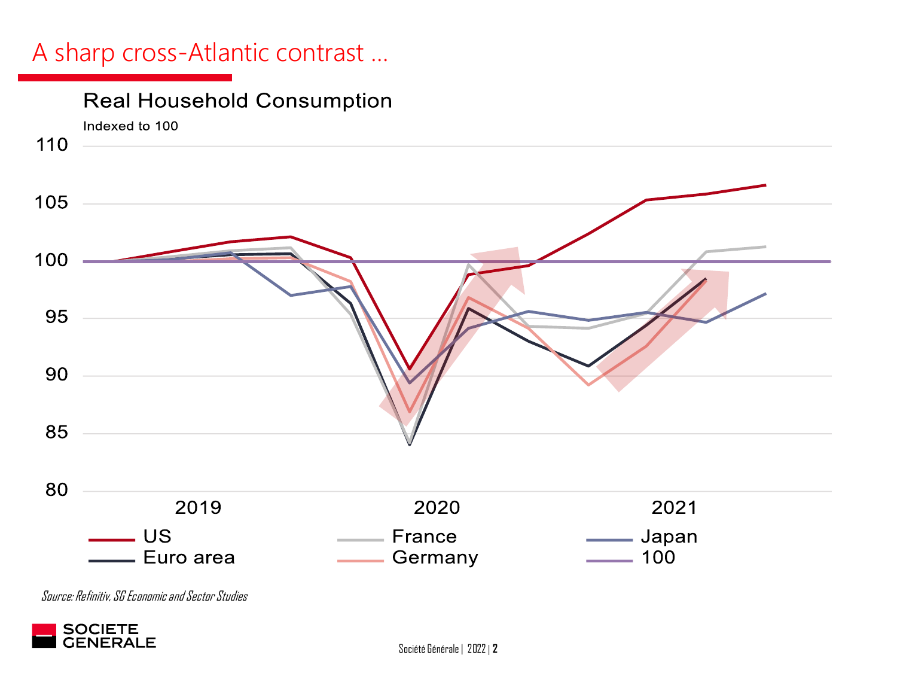# A sharp cross-Atlantic contrast …

## Real Household Consumption

Indexed to 100

Legend: US, France, Japan, Euro area, Germany, 100

*Source: Refinitiv, SG Economic and Sector Studies*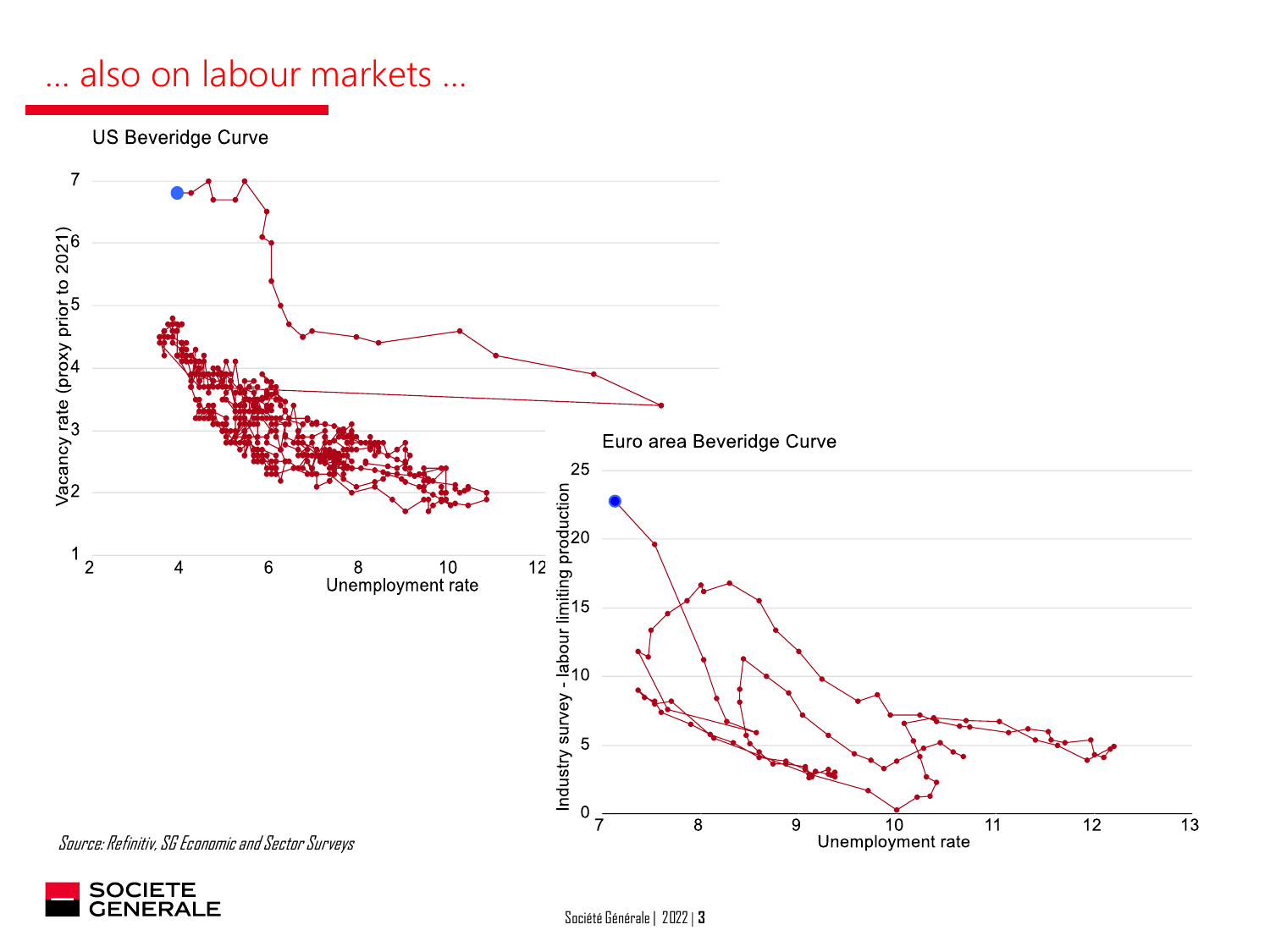# … also on labour markets …

US Beveridge Curve

Vacancy rate (proxy prior to 2021)

Unemployment rate

Euro area Beveridge Curve

Industry survey - labour limiting production

Unemployment rate

*Source: Refinitiv, SG Economic and Sector Surveys*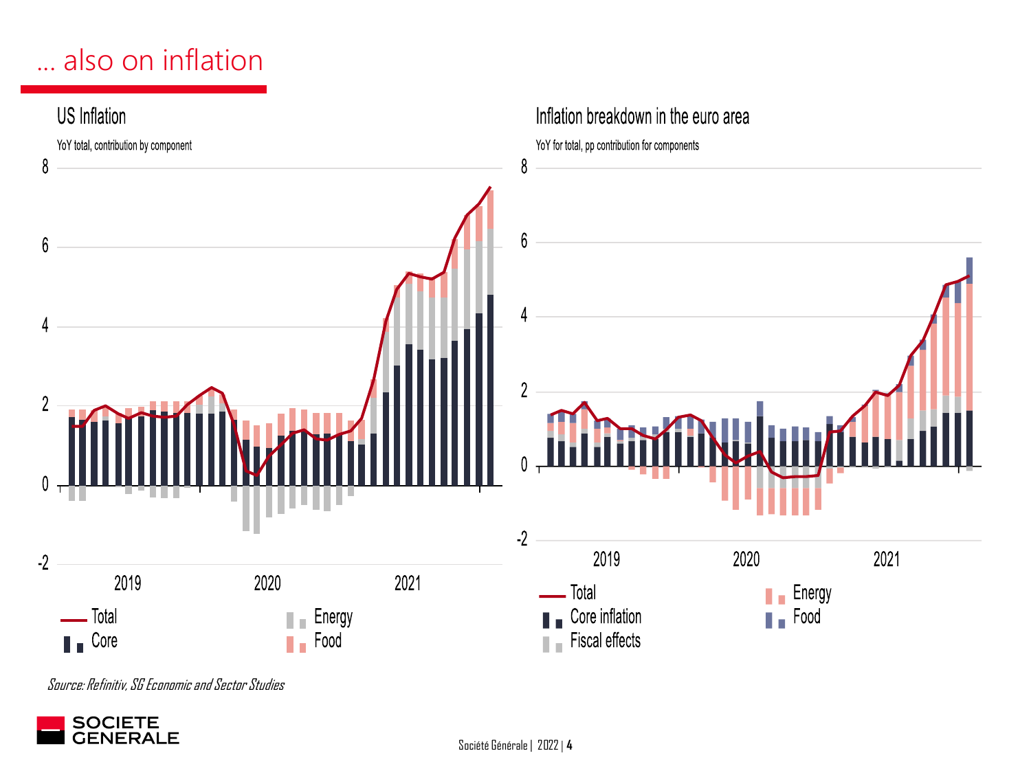# … also on inflation

## US Inflation

YoY total, contribution by component

Legend: Total; Core; Energy; Food

## Inflation breakdown in the euro area

YoY for total, pp contribution for components

Legend: Total; Core inflation; Fiscal effects; Energy; Food

*Source: Refinitiv, SG Economic and Sector Studies*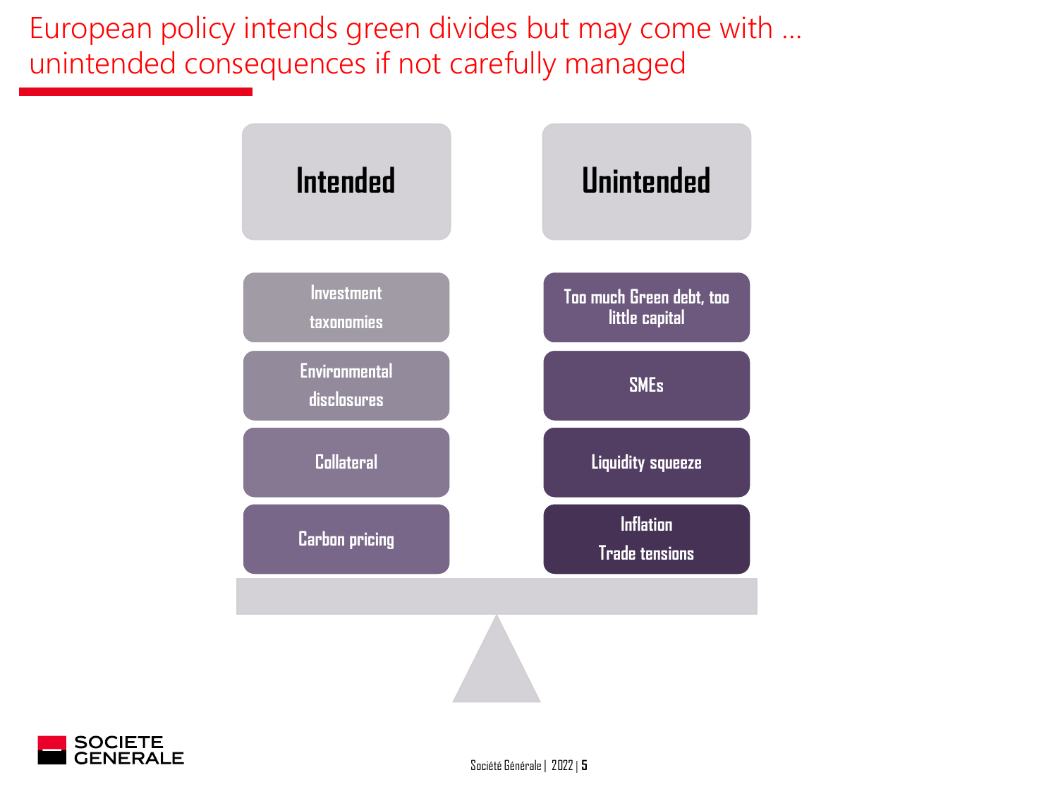# European policy intends green divides but may come with … unintended consequences if not carefully managed

| Intended | Unintended |
| --- | --- |
| Investment taxonomies | Too much Green debt, too little capital |
| Environmental disclosures | SMEs |
| Collateral | Liquidity squeeze |
| Carbon pricing | Inflation<br>Trade tensions |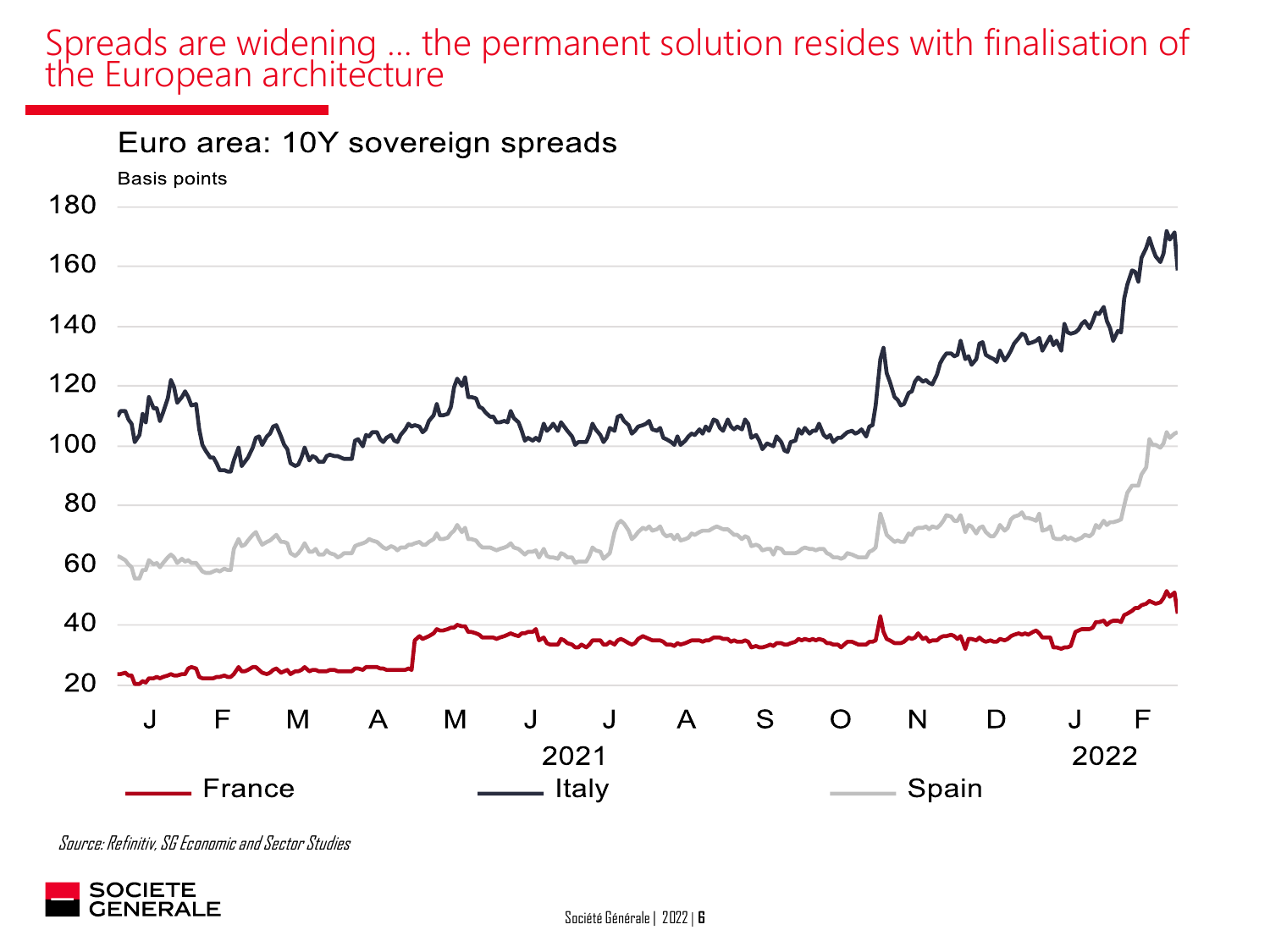# Spreads are widening … the permanent solution resides with finalisation of the European architecture

**Euro area: 10Y sovereign spreads**

Basis points

Source: Refinitiv, SG Economic and Sector Studies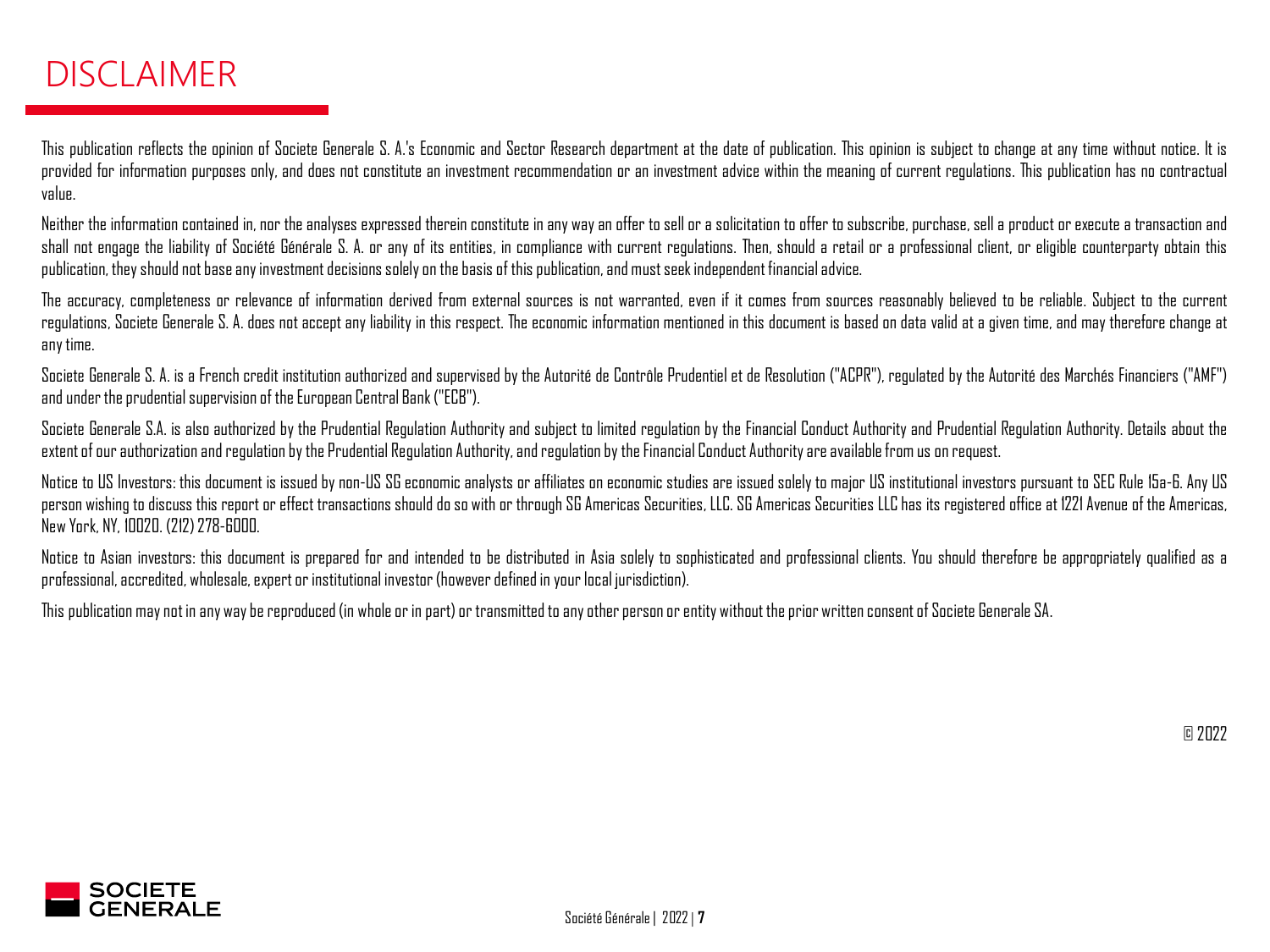# DISCLAIMER

This publication reflects the opinion of Societe Generale S. A.'s Economic and Sector Research department at the date of publication. This opinion is subject to change at any time without notice. It is provided for information purposes only, and does not constitute an investment recommendation or an investment advice within the meaning of current regulations. This publication has no contractual value.

Neither the information contained in, nor the analyses expressed therein constitute in any way an offer to sell or a solicitation to offer to subscribe, purchase, sell a product or execute a transaction and shall not engage the liability of Société Générale S. A. or any of its entities, in compliance with current regulations. Then, should a retail or a professional client, or eligible counterparty obtain this publication, they should not base any investment decisions solely on the basis of this publication, and must seek independent financial advice.

The accuracy, completeness or relevance of information derived from external sources is not warranted, even if it comes from sources reasonably believed to be reliable. Subject to the current regulations, Societe Generale S. A. does not accept any liability in this respect. The economic information mentioned in this document is based on data valid at a given time, and may therefore change at any time.

Societe Generale S. A. is a French credit institution authorized and supervised by the Autorité de Contrôle Prudentiel et de Resolution ("ACPR"), regulated by the Autorité des Marchés Financiers ("AMF") and under the prudential supervision of the European Central Bank ("ECB").

Societe Generale S.A. is also authorized by the Prudential Regulation Authority and subject to limited regulation by the Financial Conduct Authority and Prudential Regulation Authority. Details about the extent of our authorization and regulation by the Prudential Regulation Authority, and regulation by the Financial Conduct Authority are available from us on request.

Notice to US Investors: this document is issued by non-US SG economic analysts or affiliates on economic studies are issued solely to major US institutional investors pursuant to SEC Rule 15a-6. Any US person wishing to discuss this report or effect transactions should do so with or through SG Americas Securities, LLC. SG Americas Securities LLC has its registered office at 1221 Avenue of the Americas, New York, NY, 10020. (212) 278-6000.

Notice to Asian investors: this document is prepared for and intended to be distributed in Asia solely to sophisticated and professional clients. You should therefore be appropriately qualified as a professional, accredited, wholesale, expert or institutional investor (however defined in your local jurisdiction).

This publication may not in any way be reproduced (in whole or in part) or transmitted to any other person or entity without the prior written consent of Societe Generale SA.

© 2022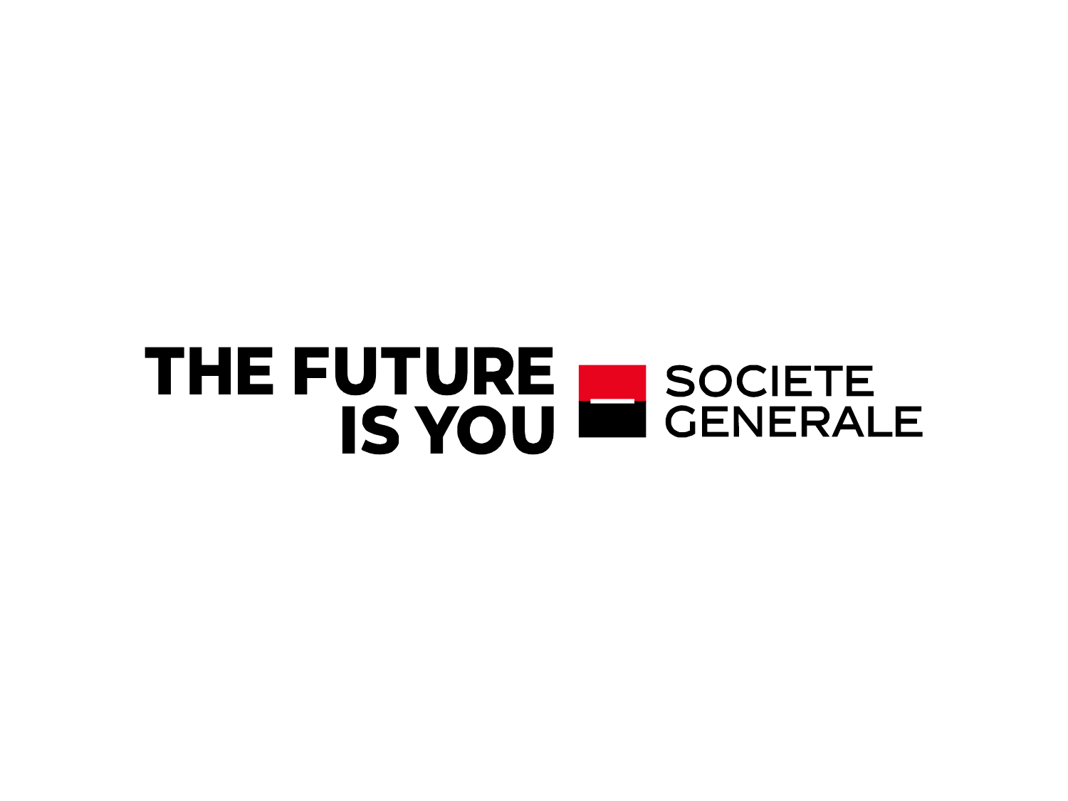THE FUTURE IS YOU

SOCIETE GENERALE